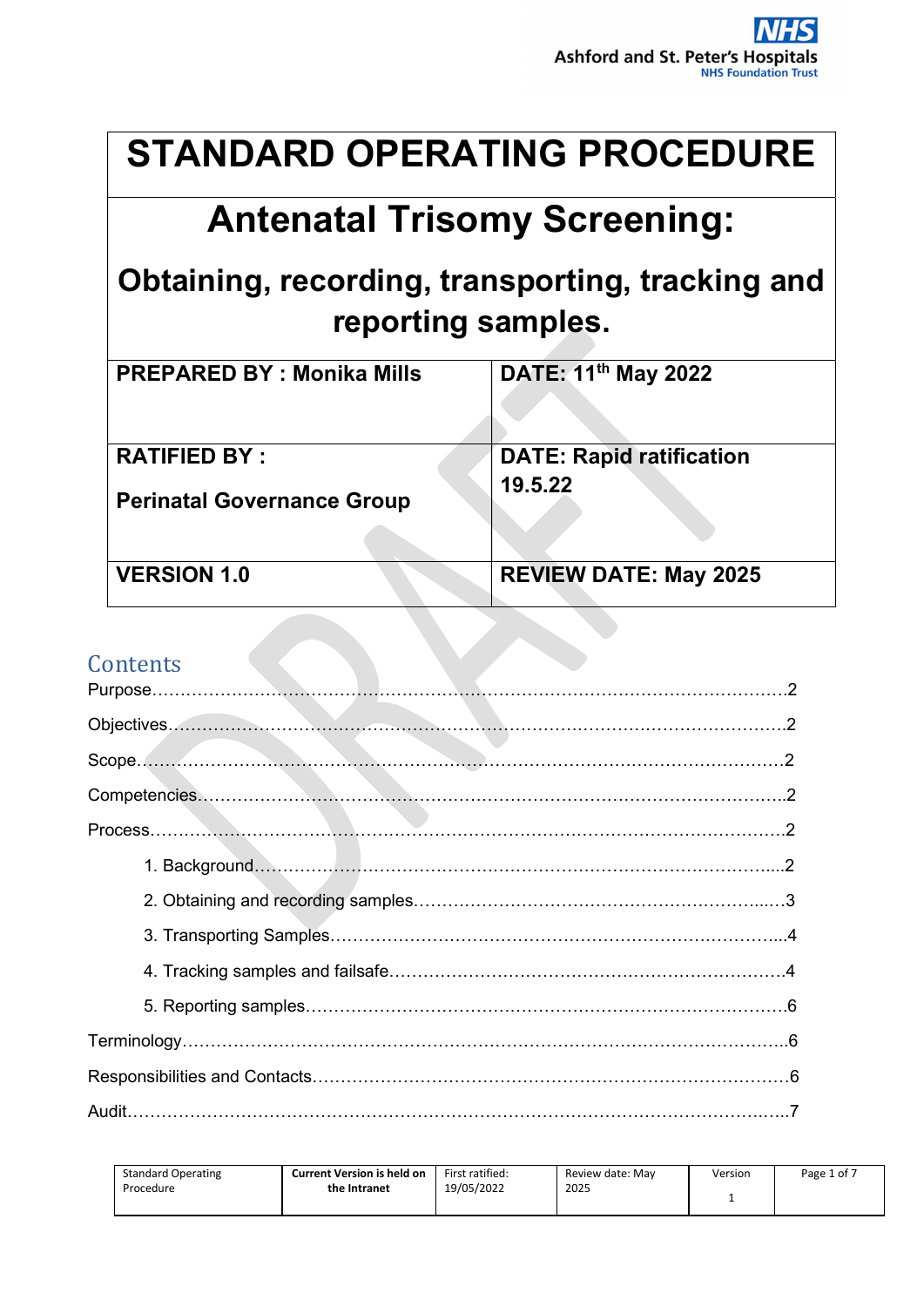Ashford and St. Peter's Hospitals NHS Foundation Trust

# STANDARD OPERATING PROCEDURE

# Antenatal Trisomy Screening:

## Obtaining, recording, transporting, tracking and reporting samples.

| | |
|---|---|
| **PREPARED BY : Monika Mills** | **DATE: 11th May 2022** |
| **RATIFIED BY :** <br> **Perinatal Governance Group** | **DATE: Rapid ratification 19.5.22** |
| **VERSION 1.0** | **REVIEW DATE: May 2025** |

DRAFT

## Contents

Purpose…………………………………………………………………………………………2

Objectives………………………………………………………………………………………2

Scope……………………………………………………………………………………………2

Competencies…………………………………………………………………………………..2

Process…………………………………………………………………………………………2

1. Background………………………………………………………………………………...2
2. Obtaining and recording samples…………………………………………………….....3
3. Transporting Samples……………………………………………………………………...4
4. Tracking samples and failsafe……………………………………………………………4
5. Reporting samples………………………………………………………………………….6

Terminology……………………………………………………………………………………..6

Responsibilities and Contacts…………………………………………………………………6

Audit……………………………………………………………………………………………..7

| Standard Operating Procedure | Current Version is held on the Intranet | First ratified: 19/05/2022 | Review date: May 2025 | Version 1 |
|---|---|---|---|---|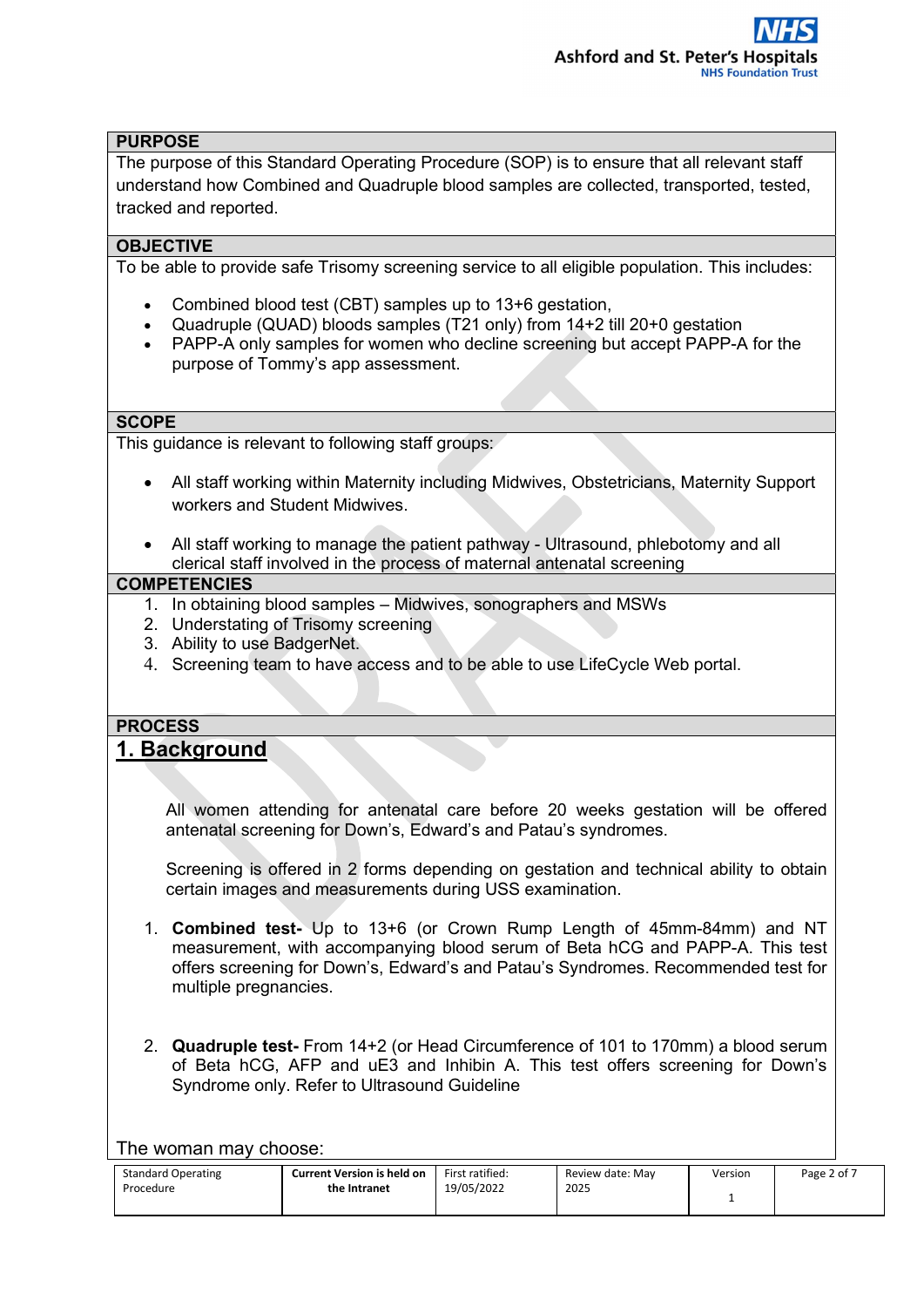## PURPOSE

The purpose of this Standard Operating Procedure (SOP) is to ensure that all relevant staff understand how Combined and Quadruple blood samples are collected, transported, tested, tracked and reported.

## OBJECTIVE

To be able to provide safe Trisomy screening service to all eligible population. This includes:

- Combined blood test (CBT) samples up to 13+6 gestation,
- Quadruple (QUAD) bloods samples (T21 only) from 14+2 till 20+0 gestation
- PAPP-A only samples for women who decline screening but accept PAPP-A for the purpose of Tommy's app assessment.

## SCOPE

This guidance is relevant to following staff groups:

- All staff working within Maternity including Midwives, Obstetricians, Maternity Support workers and Student Midwives.
- All staff working to manage the patient pathway - Ultrasound, phlebotomy and all clerical staff involved in the process of maternal antenatal screening

## COMPETENCIES

1. In obtaining blood samples – Midwives, sonographers and MSWs
2. Understating of Trisomy screening
3. Ability to use BadgerNet.
4. Screening team to have access and to be able to use LifeCycle Web portal.

## PROCESS

### 1. Background

All women attending for antenatal care before 20 weeks gestation will be offered antenatal screening for Down's, Edward's and Patau's syndromes.

Screening is offered in 2 forms depending on gestation and technical ability to obtain certain images and measurements during USS examination.

1. **Combined test-** Up to 13+6 (or Crown Rump Length of 45mm-84mm) and NT measurement, with accompanying blood serum of Beta hCG and PAPP-A. This test offers screening for Down's, Edward's and Patau's Syndromes. Recommended test for multiple pregnancies.

2. **Quadruple test-** From 14+2 (or Head Circumference of 101 to 170mm) a blood serum of Beta hCG, AFP and uE3 and Inhibin A. This test offers screening for Down's Syndrome only. Refer to Ultrasound Guideline

The woman may choose: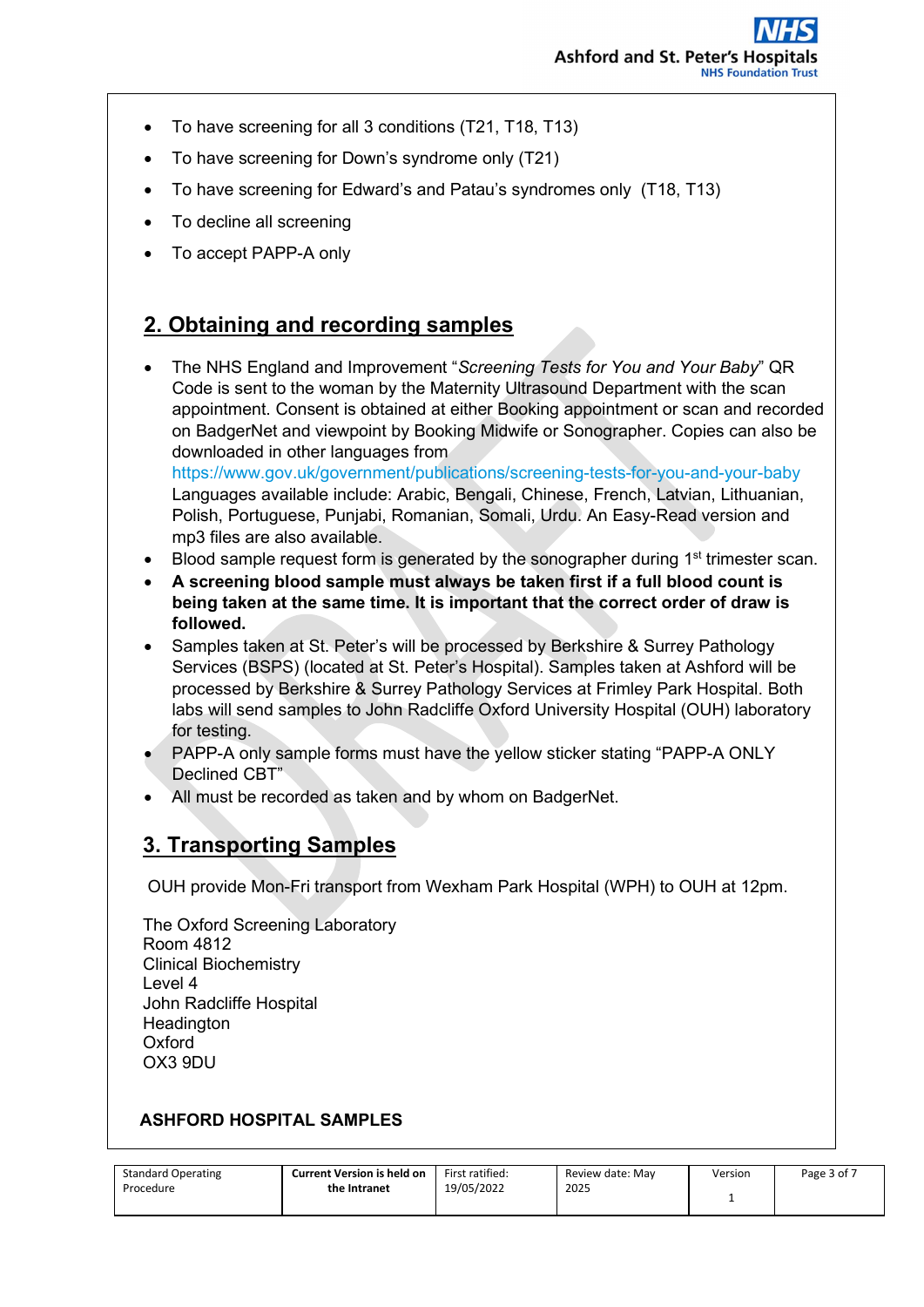- To have screening for all 3 conditions (T21, T18, T13)
- To have screening for Down's syndrome only (T21)
- To have screening for Edward's and Patau's syndromes only (T18, T13)
- To decline all screening
- To accept PAPP-A only

## 2. Obtaining and recording samples

- The NHS England and Improvement "*Screening Tests for You and Your Baby*" QR Code is sent to the woman by the Maternity Ultrasound Department with the scan appointment. Consent is obtained at either Booking appointment or scan and recorded on BadgerNet and viewpoint by Booking Midwife or Sonographer. Copies can also be downloaded in other languages from https://www.gov.uk/government/publications/screening-tests-for-you-and-your-baby Languages available include: Arabic, Bengali, Chinese, French, Latvian, Lithuanian, Polish, Portuguese, Punjabi, Romanian, Somali, Urdu. An Easy-Read version and mp3 files are also available.
- Blood sample request form is generated by the sonographer during 1st trimester scan.
- **A screening blood sample must always be taken first if a full blood count is being taken at the same time. It is important that the correct order of draw is followed.**
- Samples taken at St. Peter's will be processed by Berkshire & Surrey Pathology Services (BSPS) (located at St. Peter's Hospital). Samples taken at Ashford will be processed by Berkshire & Surrey Pathology Services at Frimley Park Hospital. Both labs will send samples to John Radcliffe Oxford University Hospital (OUH) laboratory for testing.
- PAPP-A only sample forms must have the yellow sticker stating "PAPP-A ONLY Declined CBT"
- All must be recorded as taken and by whom on BadgerNet.

## 3. Transporting Samples

OUH provide Mon-Fri transport from Wexham Park Hospital (WPH) to OUH at 12pm.

The Oxford Screening Laboratory
Room 4812
Clinical Biochemistry
Level 4
John Radcliffe Hospital
Headington
Oxford
OX3 9DU

**ASHFORD HOSPITAL SAMPLES**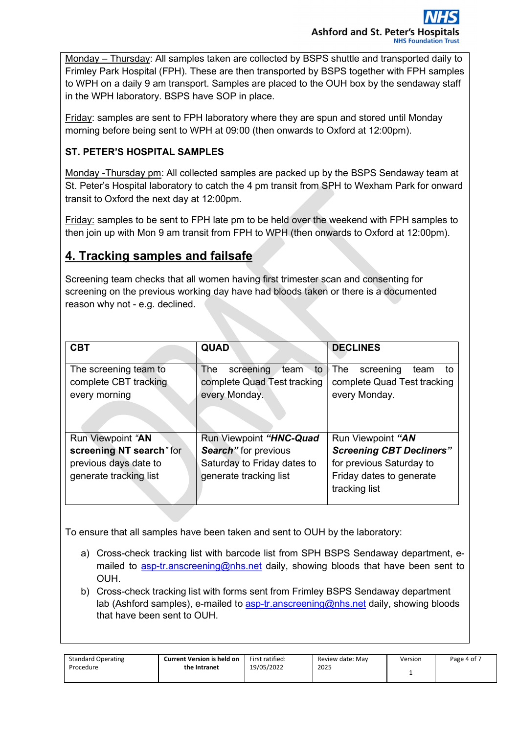Monday – Thursday: All samples taken are collected by BSPS shuttle and transported daily to Frimley Park Hospital (FPH). These are then transported by BSPS together with FPH samples to WPH on a daily 9 am transport. Samples are placed to the OUH box by the sendaway staff in the WPH laboratory. BSPS have SOP in place.

Friday: samples are sent to FPH laboratory where they are spun and stored until Monday morning before being sent to WPH at 09:00 (then onwards to Oxford at 12:00pm).

**ST. PETER'S HOSPITAL SAMPLES**

Monday -Thursday pm: All collected samples are packed up by the BSPS Sendaway team at St. Peter's Hospital laboratory to catch the 4 pm transit from SPH to Wexham Park for onward transit to Oxford the next day at 12:00pm.

Friday: samples to be sent to FPH late pm to be held over the weekend with FPH samples to then join up with Mon 9 am transit from FPH to WPH (then onwards to Oxford at 12:00pm).

## 4. Tracking samples and failsafe

Screening team checks that all women having first trimester scan and consenting for screening on the previous working day have had bloods taken or there is a documented reason why not - e.g. declined.

| CBT | QUAD | DECLINES |
|---|---|---|
| The screening team to complete CBT tracking every morning | The screening team to complete Quad Test tracking every Monday. | The screening team to complete Quad Test tracking every Monday. |
| Run Viewpoint "**AN screening NT search**" for previous days date to generate tracking list | Run Viewpoint ***"HNC-Quad Search"*** for previous Saturday to Friday dates to generate tracking list | Run Viewpoint ***"AN Screening CBT Decliners"*** for previous Saturday to Friday dates to generate tracking list |

To ensure that all samples have been taken and sent to OUH by the laboratory:

a) Cross-check tracking list with barcode list from SPH BSPS Sendaway department, e-mailed to asp-tr.anscreening@nhs.net daily, showing bloods that have been sent to OUH.
b) Cross-check tracking list with forms sent from Frimley BSPS Sendaway department lab (Ashford samples), e-mailed to asp-tr.anscreening@nhs.net daily, showing bloods that have been sent to OUH.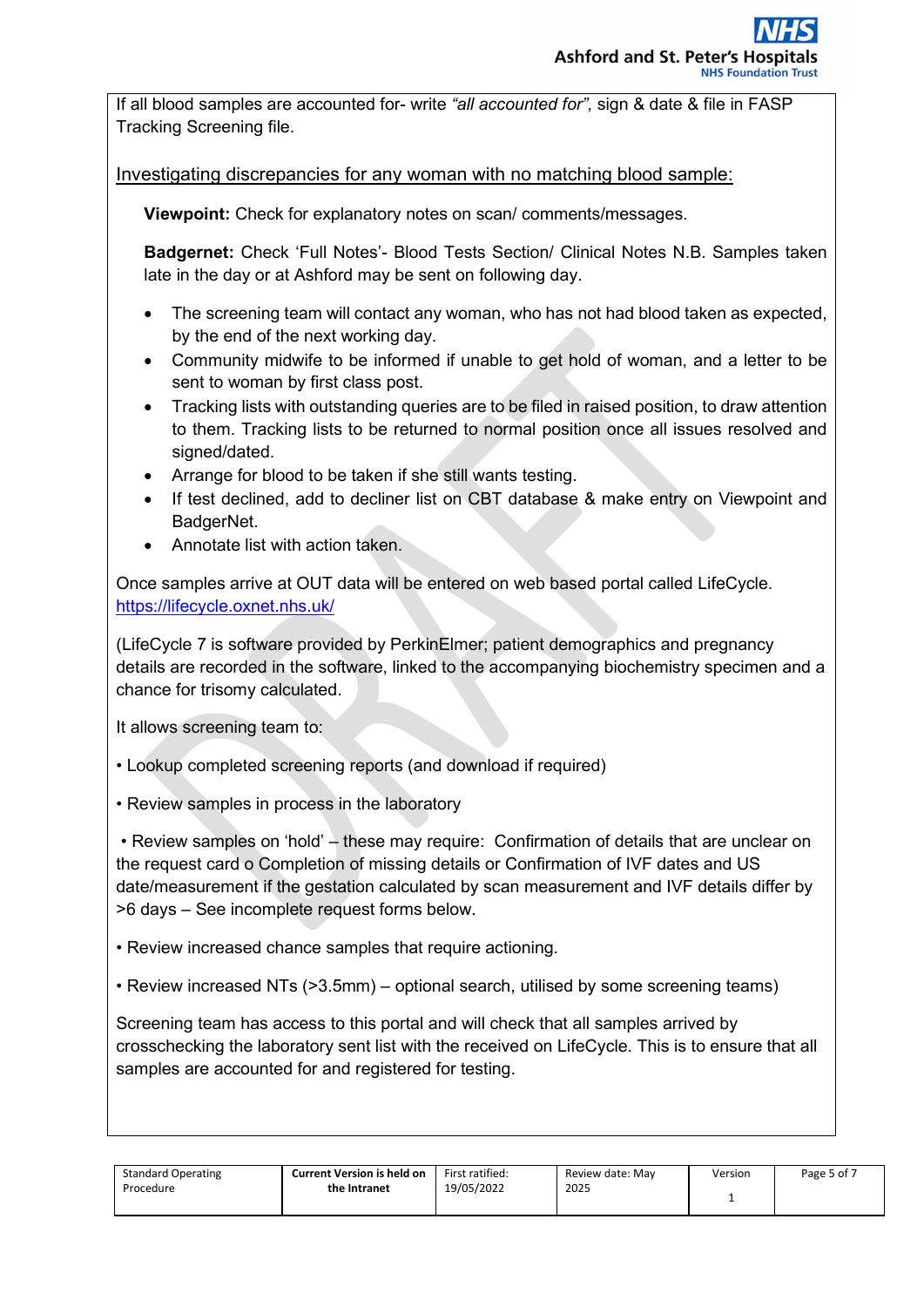If all blood samples are accounted for- write *"all accounted for"*, sign & date & file in FASP Tracking Screening file.

<u>Investigating discrepancies for any woman with no matching blood sample:</u>

**Viewpoint:** Check for explanatory notes on scan/ comments/messages.

**Badgernet:** Check 'Full Notes'- Blood Tests Section/ Clinical Notes N.B. Samples taken late in the day or at Ashford may be sent on following day.

- The screening team will contact any woman, who has not had blood taken as expected, by the end of the next working day.
- Community midwife to be informed if unable to get hold of woman, and a letter to be sent to woman by first class post.
- Tracking lists with outstanding queries are to be filed in raised position, to draw attention to them. Tracking lists to be returned to normal position once all issues resolved and signed/dated.
- Arrange for blood to be taken if she still wants testing.
- If test declined, add to decliner list on CBT database & make entry on Viewpoint and BadgerNet.
- Annotate list with action taken.

Once samples arrive at OUT data will be entered on web based portal called LifeCycle. https://lifecycle.oxnet.nhs.uk/

(LifeCycle 7 is software provided by PerkinElmer; patient demographics and pregnancy details are recorded in the software, linked to the accompanying biochemistry specimen and a chance for trisomy calculated.

It allows screening team to:

• Lookup completed screening reports (and download if required)

• Review samples in process in the laboratory

• Review samples on 'hold' – these may require: Confirmation of details that are unclear on the request card o Completion of missing details or Confirmation of IVF dates and US date/measurement if the gestation calculated by scan measurement and IVF details differ by >6 days – See incomplete request forms below.

• Review increased chance samples that require actioning.

• Review increased NTs (>3.5mm) – optional search, utilised by some screening teams)

Screening team has access to this portal and will check that all samples arrived by crosschecking the laboratory sent list with the received on LifeCycle. This is to ensure that all samples are accounted for and registered for testing.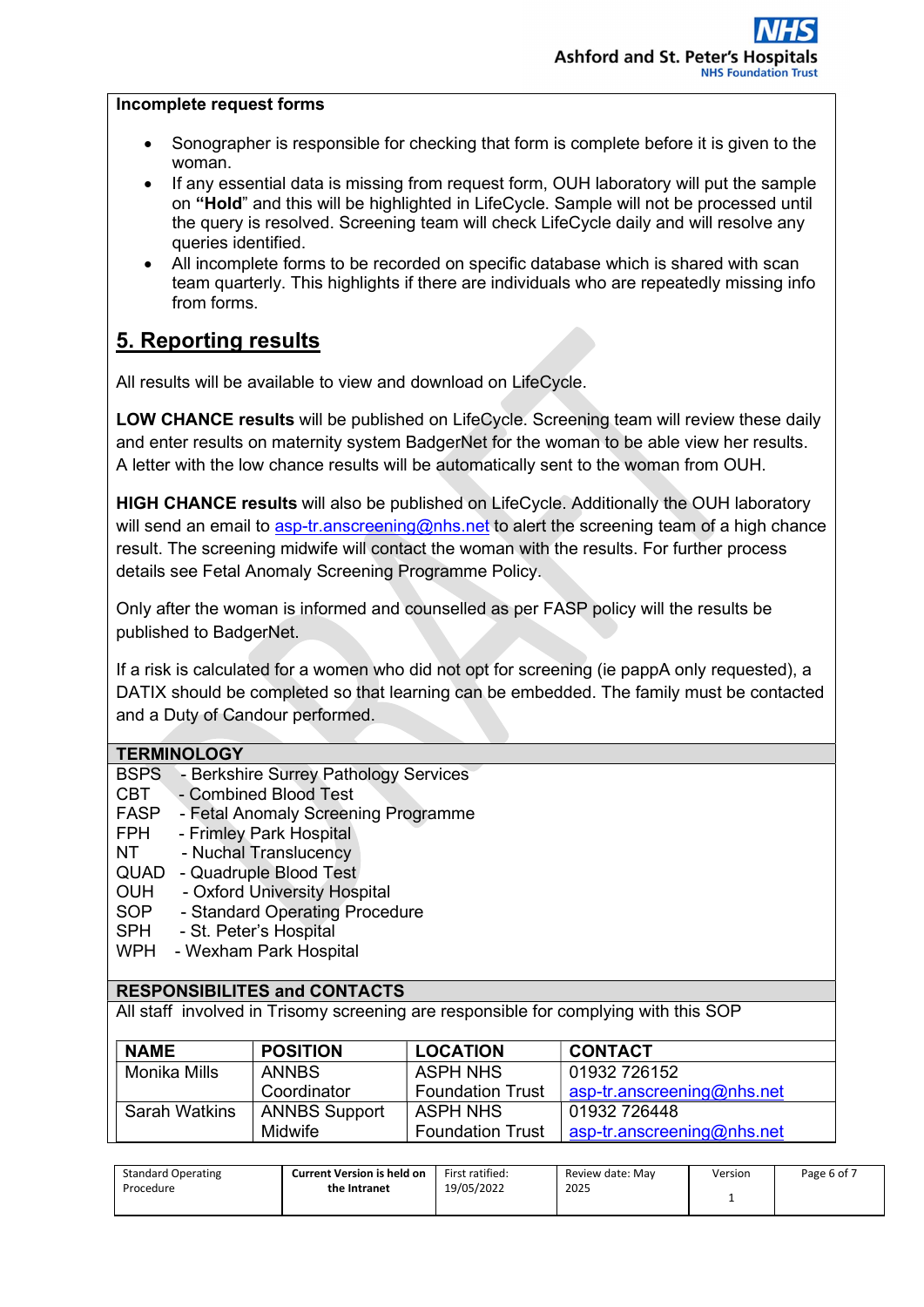**Incomplete request forms**

- Sonographer is responsible for checking that form is complete before it is given to the woman.
- If any essential data is missing from request form, OUH laboratory will put the sample on **"Hold**" and this will be highlighted in LifeCycle. Sample will not be processed until the query is resolved. Screening team will check LifeCycle daily and will resolve any queries identified.
- All incomplete forms to be recorded on specific database which is shared with scan team quarterly. This highlights if there are individuals who are repeatedly missing info from forms.

## 5. Reporting results

All results will be available to view and download on LifeCycle.

**LOW CHANCE results** will be published on LifeCycle. Screening team will review these daily and enter results on maternity system BadgerNet for the woman to be able view her results. A letter with the low chance results will be automatically sent to the woman from OUH.

**HIGH CHANCE results** will also be published on LifeCycle. Additionally the OUH laboratory will send an email to asp-tr.anscreening@nhs.net to alert the screening team of a high chance result. The screening midwife will contact the woman with the results. For further process details see Fetal Anomaly Screening Programme Policy.

Only after the woman is informed and counselled as per FASP policy will the results be published to BadgerNet.

If a risk is calculated for a women who did not opt for screening (ie pappA only requested), a DATIX should be completed so that learning can be embedded. The family must be contacted and a Duty of Candour performed.

**TERMINOLOGY**

BSPS - Berkshire Surrey Pathology Services
CBT - Combined Blood Test
FASP - Fetal Anomaly Screening Programme
FPH - Frimley Park Hospital
NT - Nuchal Translucency
QUAD - Quadruple Blood Test
OUH - Oxford University Hospital
SOP - Standard Operating Procedure
SPH - St. Peter's Hospital
WPH - Wexham Park Hospital

**RESPONSIBILITES and CONTACTS**

All staff involved in Trisomy screening are responsible for complying with this SOP

| NAME | POSITION | LOCATION | CONTACT |
|---|---|---|---|
| Monika Mills | ANNBS Coordinator | ASPH NHS Foundation Trust | 01932 726152 asp-tr.anscreening@nhs.net |
| Sarah Watkins | ANNBS Support Midwife | ASPH NHS Foundation Trust | 01932 726448 asp-tr.anscreening@nhs.net |

| Standard Operating Procedure | Current Version is held on the Intranet | First ratified: 19/05/2022 | Review date: May 2025 | Version 1 |
|---|---|---|---|---|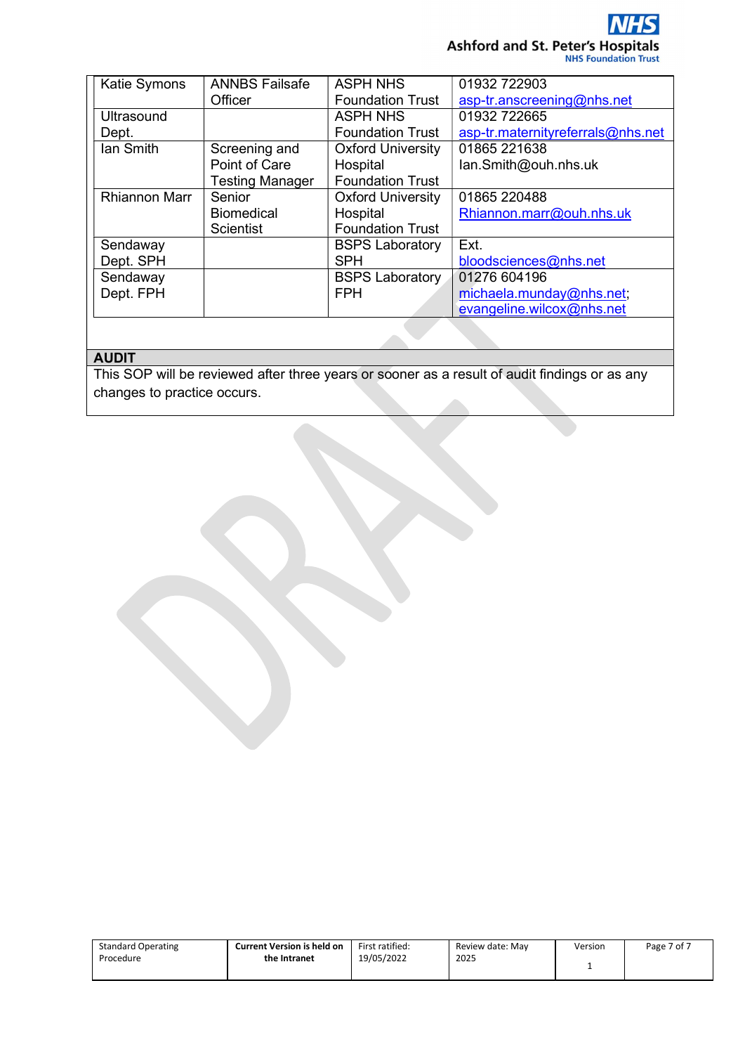| | | | |
|---|---|---|---|
| Katie Symons | ANNBS Failsafe Officer | ASPH NHS Foundation Trust | 01932 722903 asp-tr.anscreening@nhs.net |
| Ultrasound Dept. | | ASPH NHS Foundation Trust | 01932 722665 asp-tr.maternityreferrals@nhs.net |
| Ian Smith | Screening and Point of Care Testing Manager | Oxford University Hospital Foundation Trust | 01865 221638 Ian.Smith@ouh.nhs.uk |
| Rhiannon Marr | Senior Biomedical Scientist | Oxford University Hospital Foundation Trust | 01865 220488 Rhiannon.marr@ouh.nhs.uk |
| Sendaway Dept. SPH | | BSPS Laboratory SPH | Ext. bloodsciences@nhs.net |
| Sendaway Dept. FPH | | BSPS Laboratory FPH | 01276 604196 michaela.munday@nhs.net; evangeline.wilcox@nhs.net |

**AUDIT**

This SOP will be reviewed after three years or sooner as a result of audit findings or as any changes to practice occurs.

| | | | | | |
|---|---|---|---|---|---|
| Standard Operating Procedure | **Current Version is held on the Intranet** | First ratified: 19/05/2022 | Review date: May 2025 | Version 1 | |